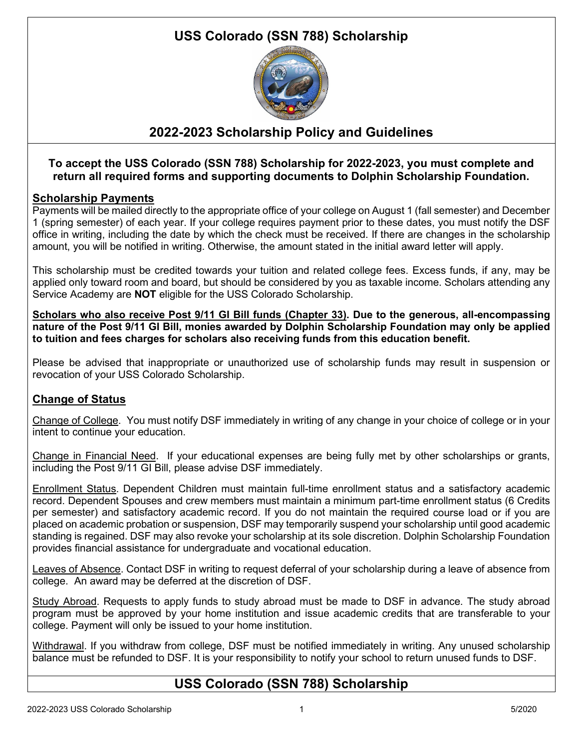# USS Colorado (SSN 788) Scholarship

## 2022-2023 Scholarship Policy and Guidelines

**To accept the USS Colorado (SSN 788) Scholarship for 2022-2023, you must complete and return all required forms and supporting documents to Dolphin Scholarship Foundation.**

### Scholarship Payments

Payments will be mailed directly to the appropriate office of your college on August 1 (fall semester) and December 1 (spring semester) of each year. If your college requires payment prior to these dates, you must notify the DSF office in writing, including the date by which the check must be received. If there are changes in the scholarship amount, you will be notified in writing. Otherwise, the amount stated in the initial award letter will apply.

This scholarship must be credited towards your tuition and related college fees. Excess funds, if any, may be applied only toward room and board, but should be considered by you as taxable income. Scholars attending any Service Academy are **NOT** eligible for the USS Colorado Scholarship.

**Scholars who also receive Post 9/11 GI Bill funds (Chapter 33). Due to the generous, all-encompassing nature of the Post 9/11 GI Bill, monies awarded by Dolphin Scholarship Foundation may only be applied to tuition and fees charges for scholars also receiving funds from this education benefit.**

Please be advised that inappropriate or unauthorized use of scholarship funds may result in suspension or revocation of your USS Colorado Scholarship.

### Change of Status

Change of College. You must notify DSF immediately in writing of any change in your choice of college or in your intent to continue your education.

Change in Financial Need. If your educational expenses are being fully met by other scholarships or grants, including the Post 9/11 GI Bill, please advise DSF immediately.

Enrollment Status. Dependent Children must maintain full-time enrollment status and a satisfactory academic record. Dependent Spouses and crew members must maintain a minimum part-time enrollment status (6 Credits per semester) and satisfactory academic record. If you do not maintain the required course load or if you are placed on academic probation or suspension, DSF may temporarily suspend your scholarship until good academic standing is regained. DSF may also revoke your scholarship at its sole discretion. Dolphin Scholarship Foundation provides financial assistance for undergraduate and vocational education.

Leaves of Absence. Contact DSF in writing to request deferral of your scholarship during a leave of absence from college. An award may be deferred at the discretion of DSF.

Study Abroad. Requests to apply funds to study abroad must be made to DSF in advance. The study abroad program must be approved by your home institution and issue academic credits that are transferable to your college. Payment will only be issued to your home institution.

Withdrawal. If you withdraw from college, DSF must be notified immediately in writing. Any unused scholarship balance must be refunded to DSF. It is your responsibility to notify your school to return unused funds to DSF.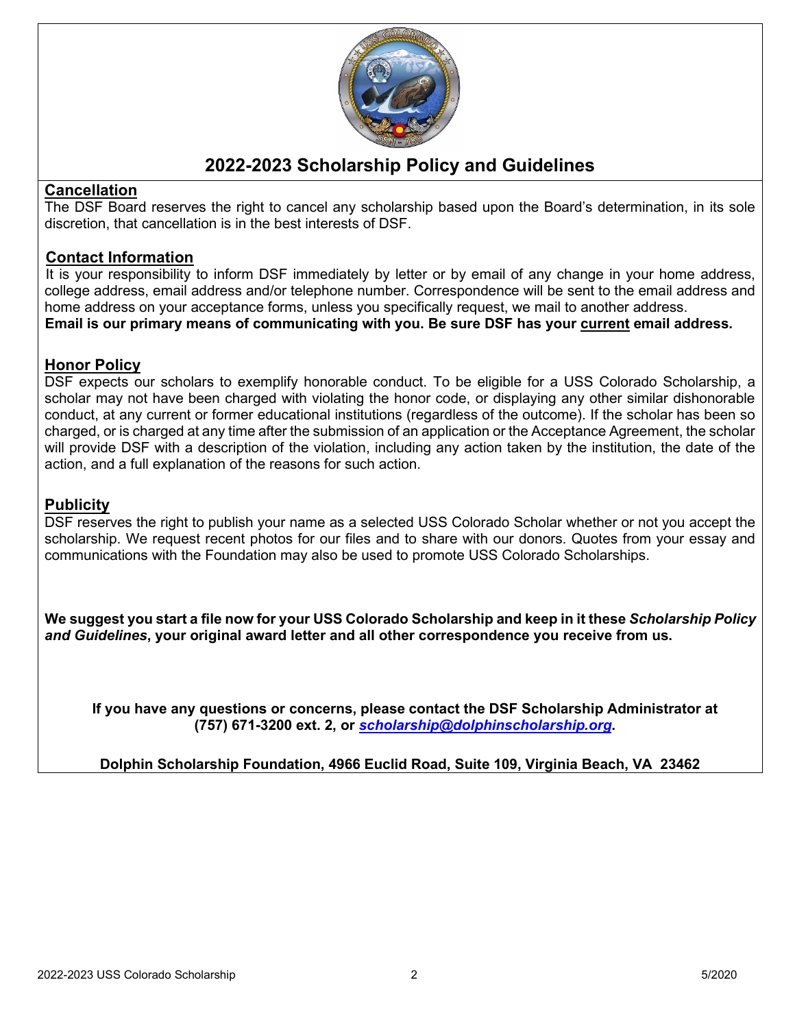# 2022-2023 Scholarship Policy and Guidelines

## Cancellation

The DSF Board reserves the right to cancel any scholarship based upon the Board's determination, in its sole discretion, that cancellation is in the best interests of DSF.

## Contact Information

It is your responsibility to inform DSF immediately by letter or by email of any change in your home address, college address, email address and/or telephone number. Correspondence will be sent to the email address and home address on your acceptance forms, unless you specifically request, we mail to another address.

**Email is our primary means of communicating with you. Be sure DSF has your current email address.**

## Honor Policy

DSF expects our scholars to exemplify honorable conduct. To be eligible for a USS Colorado Scholarship, a scholar may not have been charged with violating the honor code, or displaying any other similar dishonorable conduct, at any current or former educational institutions (regardless of the outcome). If the scholar has been so charged, or is charged at any time after the submission of an application or the Acceptance Agreement, the scholar will provide DSF with a description of the violation, including any action taken by the institution, the date of the action, and a full explanation of the reasons for such action.

## Publicity

DSF reserves the right to publish your name as a selected USS Colorado Scholar whether or not you accept the scholarship. We request recent photos for our files and to share with our donors. Quotes from your essay and communications with the Foundation may also be used to promote USS Colorado Scholarships.

**We suggest you start a file now for your USS Colorado Scholarship and keep in it these *Scholarship Policy and Guidelines*, your original award letter and all other correspondence you receive from us.**

**If you have any questions or concerns, please contact the DSF Scholarship Administrator at (757) 671-3200 ext. 2, or *scholarship@dolphinscholarship.org*.**

**Dolphin Scholarship Foundation, 4966 Euclid Road, Suite 109, Virginia Beach, VA 23462**